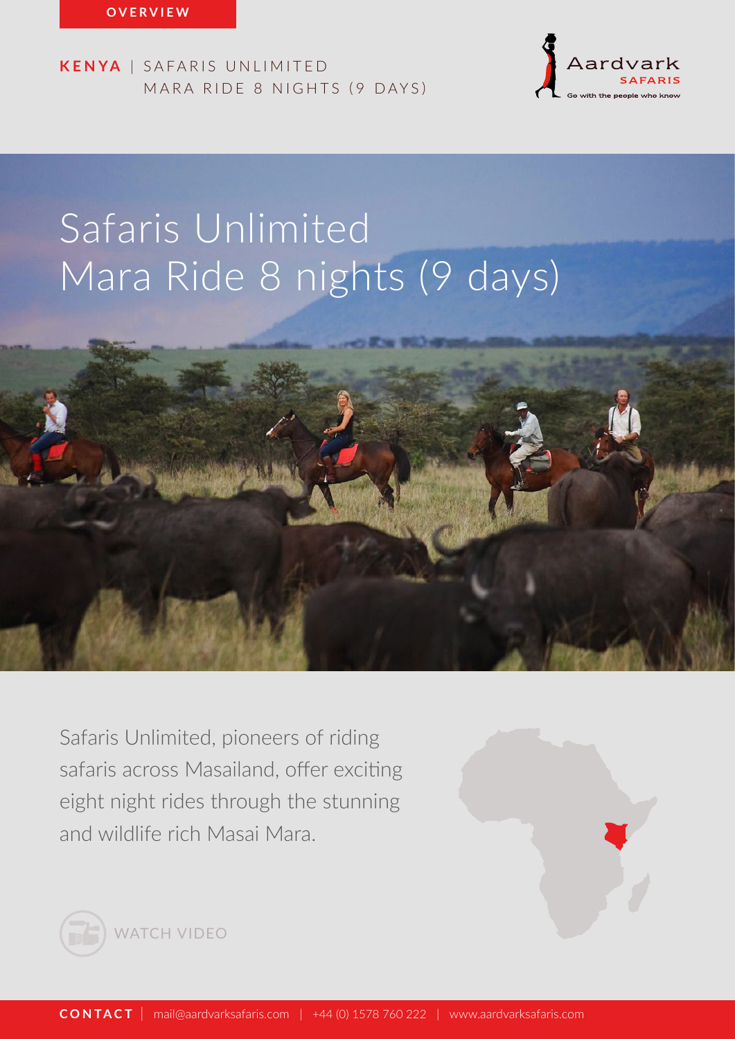OVERVIEW

**KENYA** | SAFARIS UNLIMITED
MARA RIDE 8 NIGHTS (9 DAYS)

# Safaris Unlimited Mara Ride 8 nights (9 days)

Safaris Unlimited, pioneers of riding safaris across Masailand, offer exciting eight night rides through the stunning and wildlife rich Masai Mara.

WATCH VIDEO

**CONTACT** | mail@aardvarksafaris.com | +44 (0) 1578 760 222 | www.aardvarksafaris.com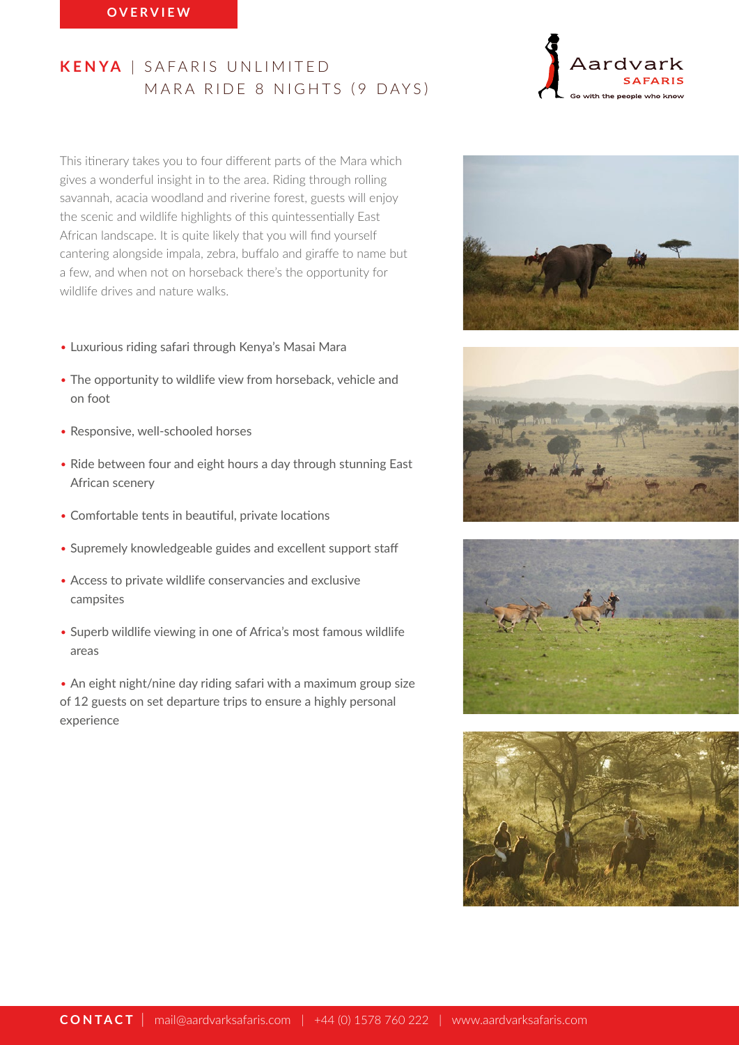OVERVIEW

# KENYA | SAFARIS UNLIMITED
## MARA RIDE 8 NIGHTS (9 DAYS)

This itinerary takes you to four different parts of the Mara which gives a wonderful insight in to the area. Riding through rolling savannah, acacia woodland and riverine forest, guests will enjoy the scenic and wildlife highlights of this quintessentially East African landscape. It is quite likely that you will find yourself cantering alongside impala, zebra, buffalo and giraffe to name but a few, and when not on horseback there's the opportunity for wildlife drives and nature walks.

- Luxurious riding safari through Kenya's Masai Mara
- The opportunity to wildlife view from horseback, vehicle and on foot
- Responsive, well-schooled horses
- Ride between four and eight hours a day through stunning East African scenery
- Comfortable tents in beautiful, private locations
- Supremely knowledgeable guides and excellent support staff
- Access to private wildlife conservancies and exclusive campsites
- Superb wildlife viewing in one of Africa's most famous wildlife areas
- An eight night/nine day riding safari with a maximum group size of 12 guests on set departure trips to ensure a highly personal experience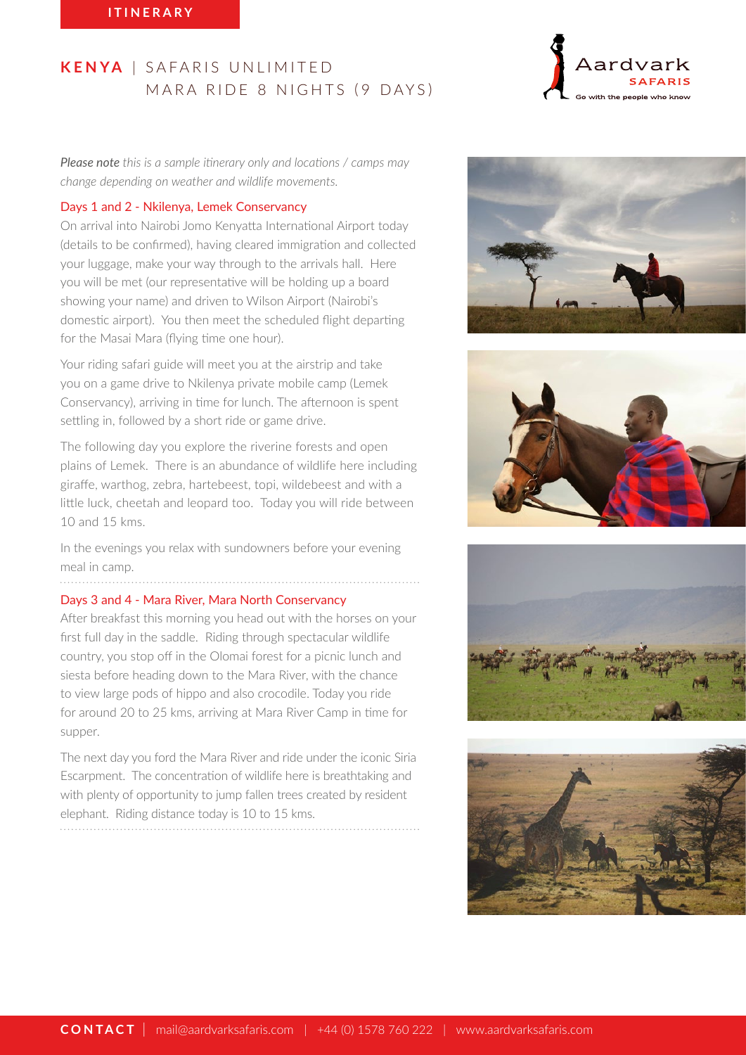ITINERARY

# KENYA | SAFARIS UNLIMITED MARA RIDE 8 NIGHTS (9 DAYS)

***Please note** this is a sample itinerary only and locations / camps may change depending on weather and wildlife movements.*

## Days 1 and 2 - Nkilenya, Lemek Conservancy

On arrival into Nairobi Jomo Kenyatta International Airport today (details to be confirmed), having cleared immigration and collected your luggage, make your way through to the arrivals hall. Here you will be met (our representative will be holding up a board showing your name) and driven to Wilson Airport (Nairobi's domestic airport). You then meet the scheduled flight departing for the Masai Mara (flying time one hour).

Your riding safari guide will meet you at the airstrip and take you on a game drive to Nkilenya private mobile camp (Lemek Conservancy), arriving in time for lunch. The afternoon is spent settling in, followed by a short ride or game drive.

The following day you explore the riverine forests and open plains of Lemek. There is an abundance of wildlife here including giraffe, warthog, zebra, hartebeest, topi, wildebeest and with a little luck, cheetah and leopard too. Today you will ride between 10 and 15 kms.

In the evenings you relax with sundowners before your evening meal in camp.

## Days 3 and 4 - Mara River, Mara North Conservancy

After breakfast this morning you head out with the horses on your first full day in the saddle. Riding through spectacular wildlife country, you stop off in the Olomai forest for a picnic lunch and siesta before heading down to the Mara River, with the chance to view large pods of hippo and also crocodile. Today you ride for around 20 to 25 kms, arriving at Mara River Camp in time for supper.

The next day you ford the Mara River and ride under the iconic Siria Escarpment. The concentration of wildlife here is breathtaking and with plenty of opportunity to jump fallen trees created by resident elephant. Riding distance today is 10 to 15 kms.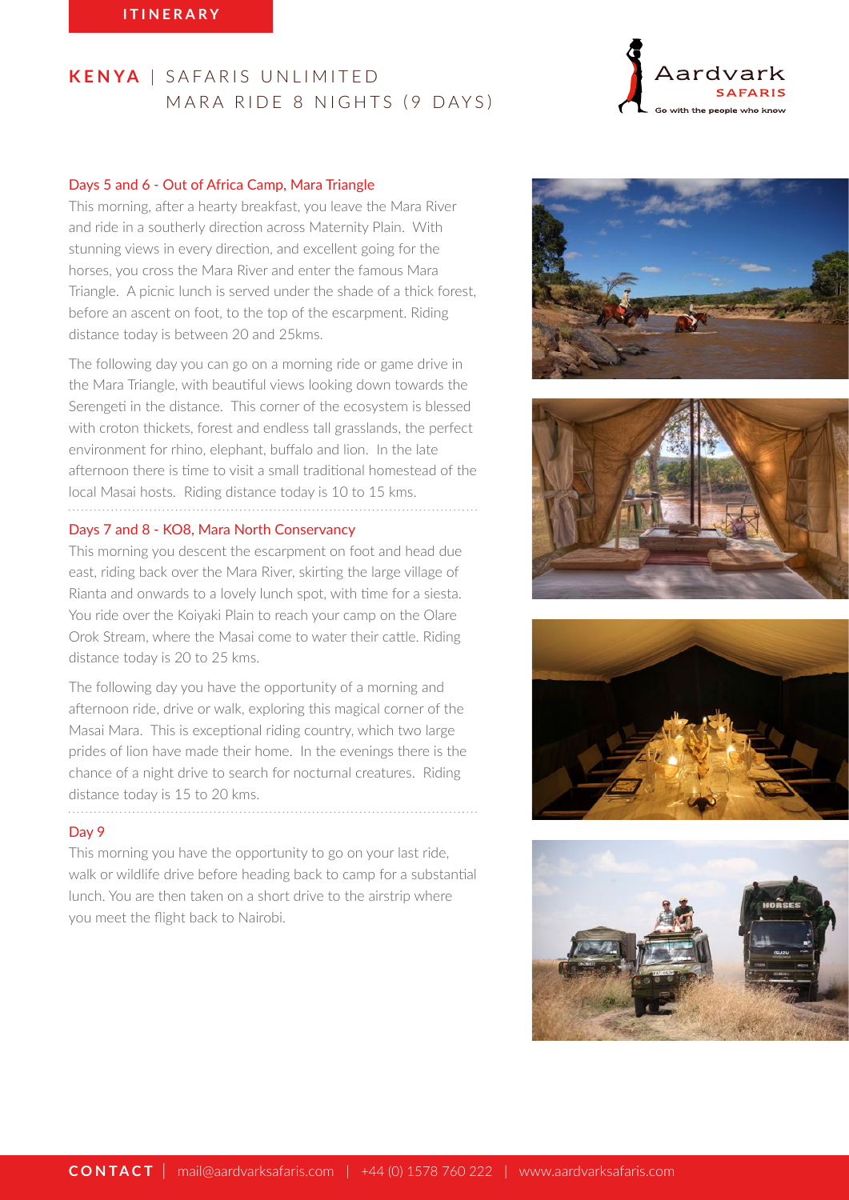## Days 5 and 6 - Out of Africa Camp, Mara Triangle

This morning, after a hearty breakfast, you leave the Mara River and ride in a southerly direction across Maternity Plain. With stunning views in every direction, and excellent going for the horses, you cross the Mara River and enter the famous Mara Triangle. A picnic lunch is served under the shade of a thick forest, before an ascent on foot, to the top of the escarpment. Riding distance today is between 20 and 25kms.

The following day you can go on a morning ride or game drive in the Mara Triangle, with beautiful views looking down towards the Serengeti in the distance. This corner of the ecosystem is blessed with croton thickets, forest and endless tall grasslands, the perfect environment for rhino, elephant, buffalo and lion. In the late afternoon there is time to visit a small traditional homestead of the local Masai hosts. Riding distance today is 10 to 15 kms.

## Days 7 and 8 - KO8, Mara North Conservancy

This morning you descent the escarpment on foot and head due east, riding back over the Mara River, skirting the large village of Rianta and onwards to a lovely lunch spot, with time for a siesta. You ride over the Koiyaki Plain to reach your camp on the Olare Orok Stream, where the Masai come to water their cattle. Riding distance today is 20 to 25 kms.

The following day you have the opportunity of a morning and afternoon ride, drive or walk, exploring this magical corner of the Masai Mara. This is exceptional riding country, which two large prides of lion have made their home. In the evenings there is the chance of a night drive to search for nocturnal creatures. Riding distance today is 15 to 20 kms.

## Day 9

This morning you have the opportunity to go on your last ride, walk or wildlife drive before heading back to camp for a substantial lunch. You are then taken on a short drive to the airstrip where you meet the flight back to Nairobi.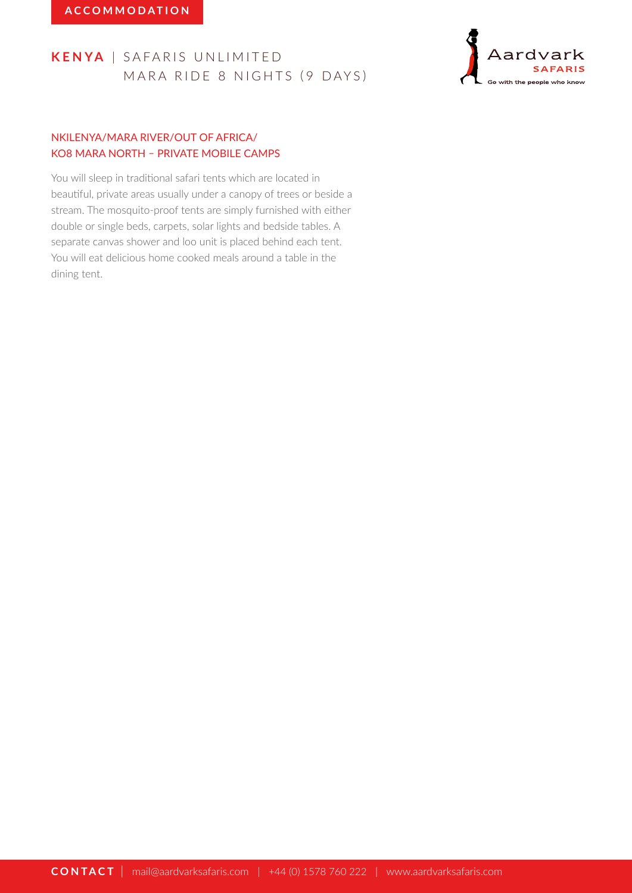ACCOMMODATION

# KENYA | SAFARIS UNLIMITED MARA RIDE 8 NIGHTS (9 DAYS)

## NKILENYA/MARA RIVER/OUT OF AFRICA/ KO8 MARA NORTH – PRIVATE MOBILE CAMPS

You will sleep in traditional safari tents which are located in beautiful, private areas usually under a canopy of trees or beside a stream. The mosquito-proof tents are simply furnished with either double or single beds, carpets, solar lights and bedside tables. A separate canvas shower and loo unit is placed behind each tent. You will eat delicious home cooked meals around a table in the dining tent.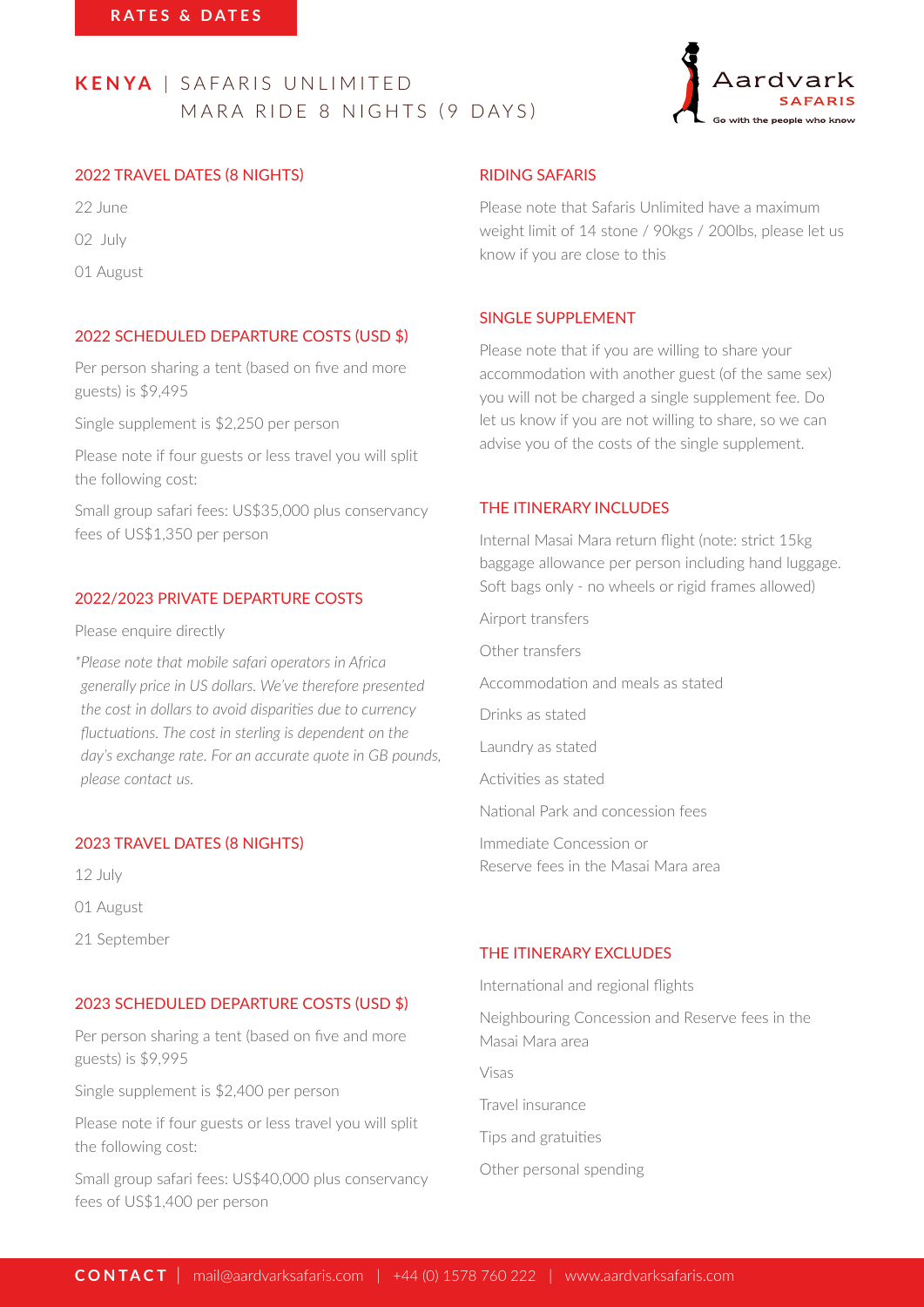RATES & DATES

# KENYA | SAFARIS UNLIMITED MARA RIDE 8 NIGHTS (9 DAYS)

## 2022 TRAVEL DATES (8 NIGHTS)

22 June

02 July

01 August

## 2022 SCHEDULED DEPARTURE COSTS (USD $)

Per person sharing a tent (based on five and more guests) is $9,495

Single supplement is $2,250 per person

Please note if four guests or less travel you will split the following cost:

Small group safari fees: US$35,000 plus conservancy fees of US$1,350 per person

## 2022/2023 PRIVATE DEPARTURE COSTS

Please enquire directly

*Please note that mobile safari operators in Africa generally price in US dollars. We've therefore presented the cost in dollars to avoid disparities due to currency fluctuations. The cost in sterling is dependent on the day's exchange rate. For an accurate quote in GB pounds, please contact us.*

## 2023 TRAVEL DATES (8 NIGHTS)

12 July

01 August

21 September

## 2023 SCHEDULED DEPARTURE COSTS (USD $)

Per person sharing a tent (based on five and more guests) is $9,995

Single supplement is $2,400 per person

Please note if four guests or less travel you will split the following cost:

Small group safari fees: US$40,000 plus conservancy fees of US$1,400 per person

## RIDING SAFARIS

Please note that Safaris Unlimited have a maximum weight limit of 14 stone / 90kgs / 200lbs, please let us know if you are close to this

## SINGLE SUPPLEMENT

Please note that if you are willing to share your accommodation with another guest (of the same sex) you will not be charged a single supplement fee. Do let us know if you are not willing to share, so we can advise you of the costs of the single supplement.

## THE ITINERARY INCLUDES

Internal Masai Mara return flight (note: strict 15kg baggage allowance per person including hand luggage. Soft bags only - no wheels or rigid frames allowed)

Airport transfers

Other transfers

Accommodation and meals as stated

Drinks as stated

Laundry as stated

Activities as stated

National Park and concession fees

Immediate Concession or Reserve fees in the Masai Mara area

## THE ITINERARY EXCLUDES

International and regional flights

Neighbouring Concession and Reserve fees in the Masai Mara area

Visas

Travel insurance

Tips and gratuities

Other personal spending

**CONTACT** | mail@aardvarksafaris.com | +44 (0) 1578 760 222 | www.aardvarksafaris.com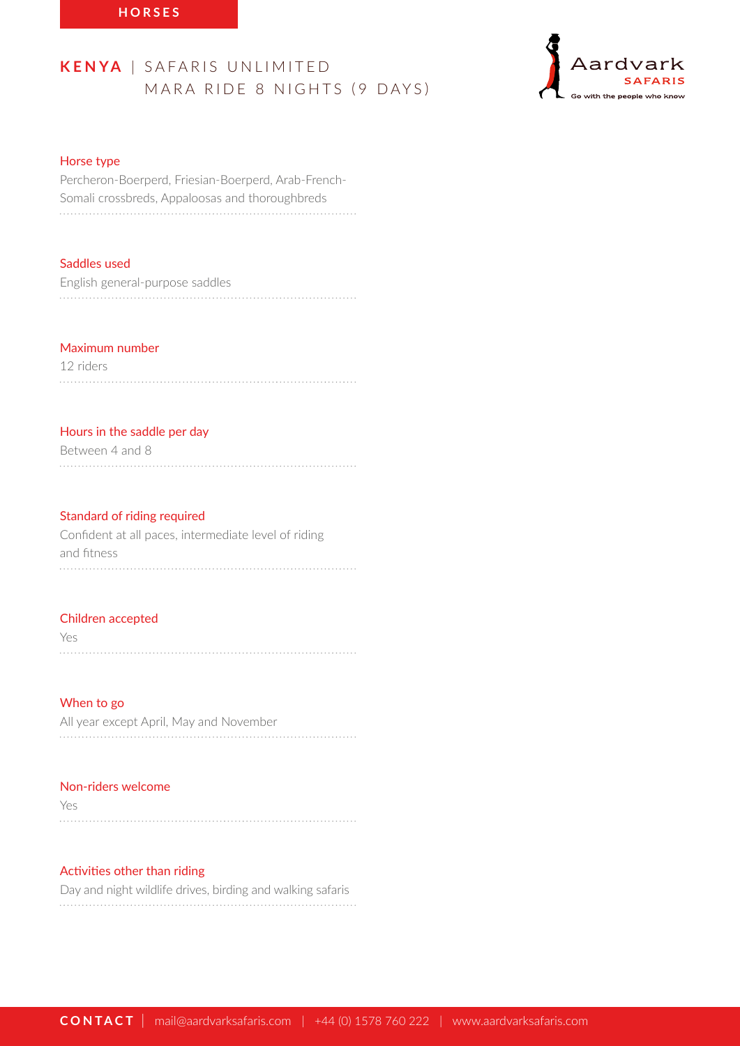HORSES

# KENYA | SAFARIS UNLIMITED
## MARA RIDE 8 NIGHTS (9 DAYS)

Aardvark SAFARIS
Go with the people who know

### Horse type
Percheron-Boerperd, Friesian-Boerperd, Arab-French-Somali crossbreds, Appaloosas and thoroughbreds

### Saddles used
English general-purpose saddles

### Maximum number
12 riders

### Hours in the saddle per day
Between 4 and 8

### Standard of riding required
Confident at all paces, intermediate level of riding and fitness

### Children accepted
Yes

### When to go
All year except April, May and November

### Non-riders welcome
Yes

### Activities other than riding
Day and night wildlife drives, birding and walking safaris

**CONTACT** | mail@aardvarksafaris.com | +44 (0) 1578 760 222 | www.aardvarksafaris.com